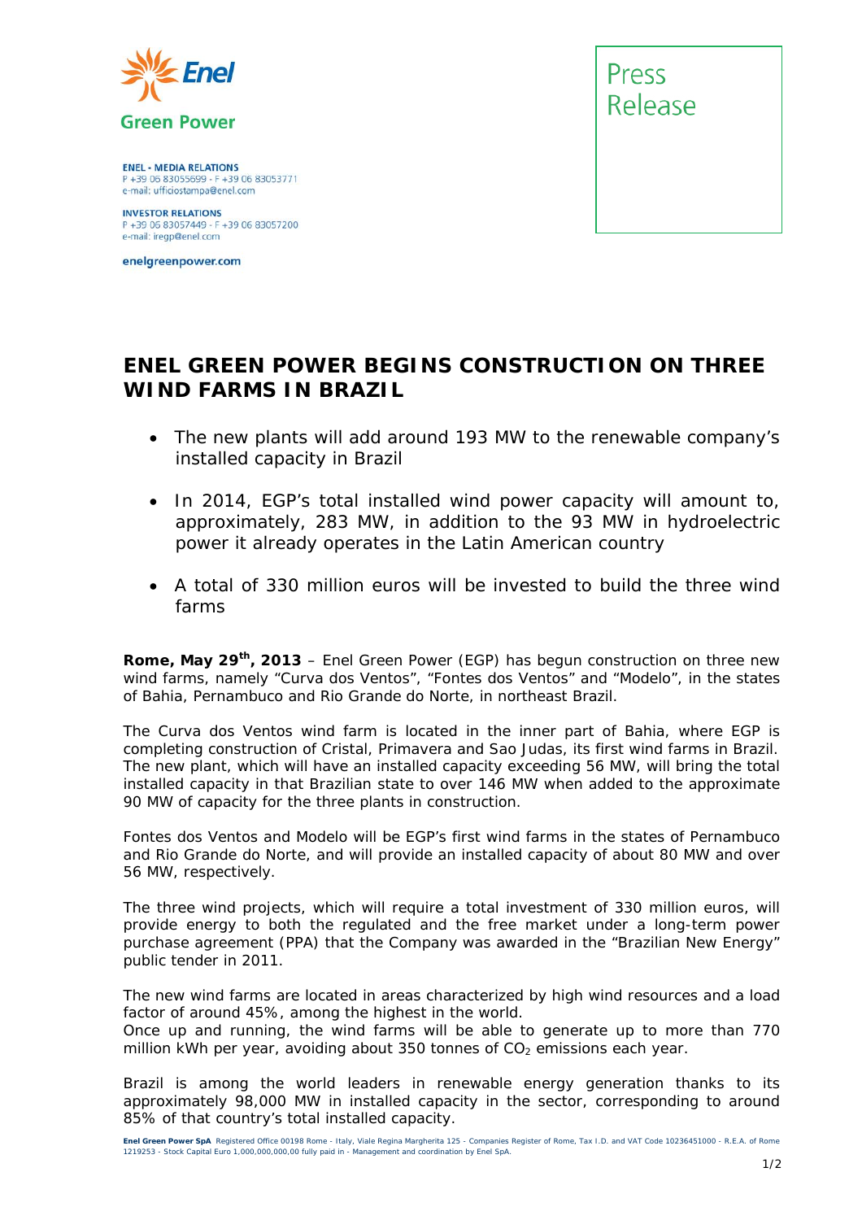Enel Green Power

**ENEL - MEDIA RELATIONS**
P +39 06 83055699 - F +39 06 83053771
e-mail: ufficiostampa@enel.com

**INVESTOR RELATIONS**
P +39 06 83057449 - F +39 06 83057200
e-mail: iregp@enel.com

**enelgreenpower.com**

Press Release

# ENEL GREEN POWER BEGINS CONSTRUCTION ON THREE WIND FARMS IN BRAZIL

- The new plants will add around 193 MW to the renewable company's installed capacity in Brazil
- In 2014, EGP's total installed wind power capacity will amount to, approximately, 283 MW, in addition to the 93 MW in hydroelectric power it already operates in the Latin American country
- A total of 330 million euros will be invested to build the three wind farms

**Rome, May 29th, 2013** – Enel Green Power (EGP) has begun construction on three new wind farms, namely "Curva dos Ventos", "Fontes dos Ventos" and "Modelo", in the states of Bahia, Pernambuco and Rio Grande do Norte, in northeast Brazil.

The Curva dos Ventos wind farm is located in the inner part of Bahia, where EGP is completing construction of Cristal, Primavera and Sao Judas, its first wind farms in Brazil. The new plant, which will have an installed capacity exceeding 56 MW, will bring the total installed capacity in that Brazilian state to over 146 MW when added to the approximate 90 MW of capacity for the three plants in construction.

Fontes dos Ventos and Modelo will be EGP's first wind farms in the states of Pernambuco and Rio Grande do Norte, and will provide an installed capacity of about 80 MW and over 56 MW, respectively.

The three wind projects, which will require a total investment of 330 million euros, will provide energy to both the regulated and the free market under a long-term power purchase agreement (PPA) that the Company was awarded in the "Brazilian New Energy" public tender in 2011.

The new wind farms are located in areas characterized by high wind resources and a load factor of around 45%, among the highest in the world.
Once up and running, the wind farms will be able to generate up to more than 770 million kWh per year, avoiding about 350 tonnes of $CO_2$ emissions each year.

Brazil is among the world leaders in renewable energy generation thanks to its approximately 98,000 MW in installed capacity in the sector, corresponding to around 85% of that country's total installed capacity.

**Enel Green Power SpA** Registered Office 00198 Rome - Italy, Viale Regina Margherita 125 - Companies Register of Rome, Tax I.D. and VAT Code 10236451000 - R.E.A. of Rome 1219253 - Stock Capital Euro 1,000,000,000,00 fully paid in - Management and coordination by Enel SpA.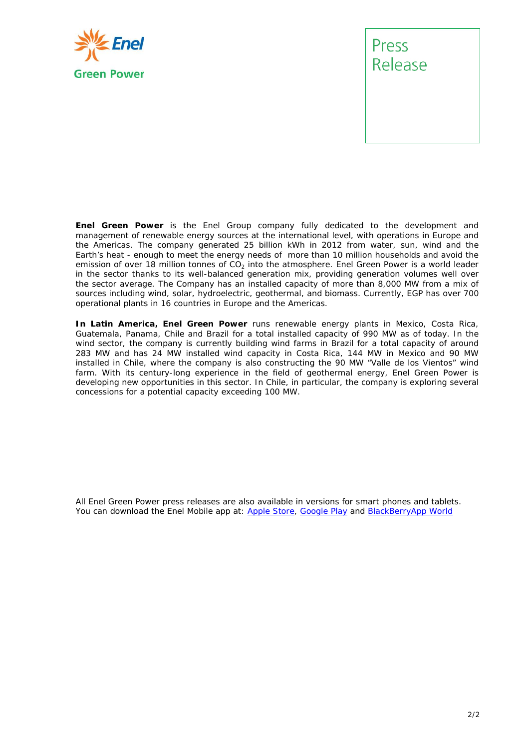**Enel Green Power** is the Enel Group company fully dedicated to the development and management of renewable energy sources at the international level, with operations in Europe and the Americas. The company generated 25 billion kWh in 2012 from water, sun, wind and the Earth's heat - enough to meet the energy needs of more than 10 million households and avoid the emission of over 18 million tonnes of $CO_2$ into the atmosphere. Enel Green Power is a world leader in the sector thanks to its well-balanced generation mix, providing generation volumes well over the sector average. The Company has an installed capacity of more than 8,000 MW from a mix of sources including wind, solar, hydroelectric, geothermal, and biomass. Currently, EGP has over 700 operational plants in 16 countries in Europe and the Americas.

**In Latin America, Enel Green Power** runs renewable energy plants in Mexico, Costa Rica, Guatemala, Panama, Chile and Brazil for a total installed capacity of 990 MW as of today. In the wind sector, the company is currently building wind farms in Brazil for a total capacity of around 283 MW and has 24 MW installed wind capacity in Costa Rica, 144 MW in Mexico and 90 MW installed in Chile, where the company is also constructing the 90 MW "Valle de los Vientos" wind farm. With its century-long experience in the field of geothermal energy, Enel Green Power is developing new opportunities in this sector. In Chile, in particular, the company is exploring several concessions for a potential capacity exceeding 100 MW.

All Enel Green Power press releases are also available in versions for smart phones and tablets. You can download the Enel Mobile app at: Apple Store, Google Play and BlackBerryApp World